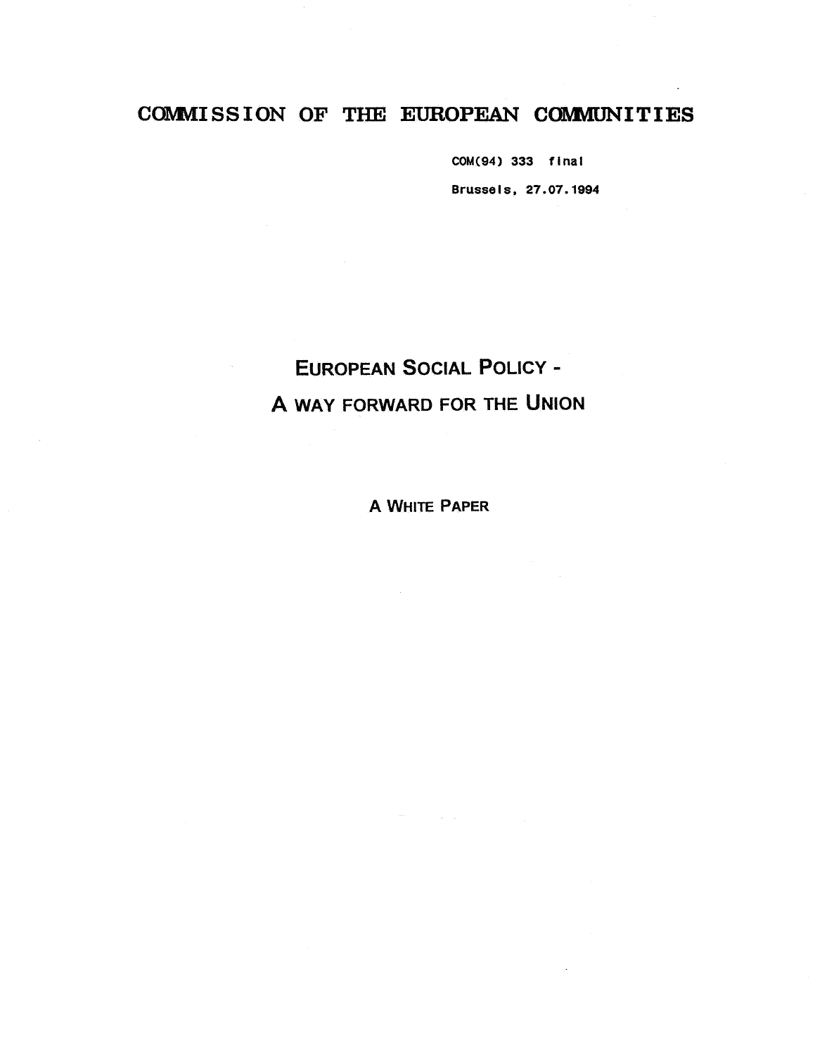# COMMISSION OF THE EUROPEAN COMMUNITIES

COM(94) 333 final

Brussels, 27.07.1994

## EUROPEAN SOCIAL POLICY - A WAY FORWARD FOR THE UNION

### A WHITE PAPER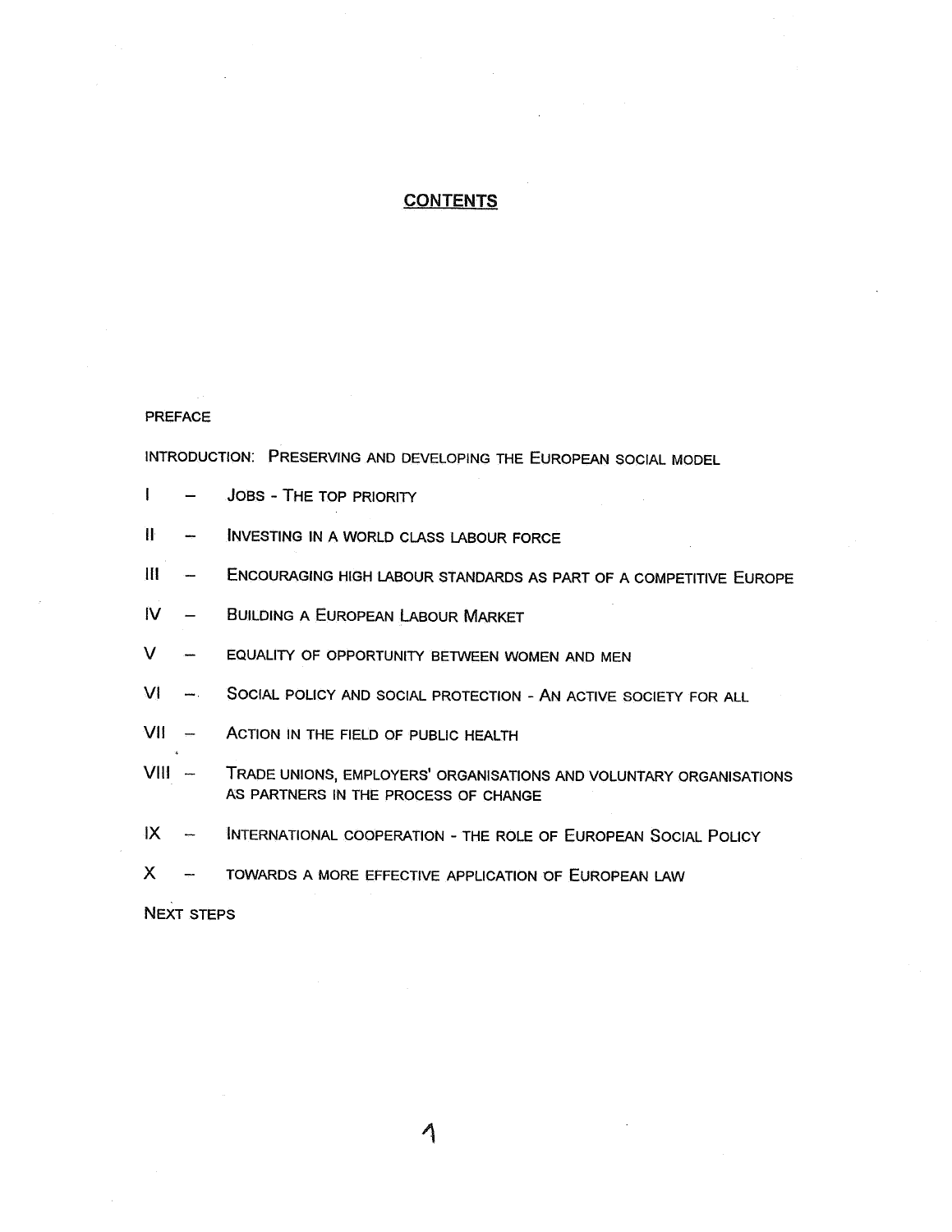# CONTENTS

PREFACE

INTRODUCTION: PRESERVING AND DEVELOPING THE EUROPEAN SOCIAL MODEL

I – JOBS - THE TOP PRIORITY

II – INVESTING IN A WORLD CLASS LABOUR FORCE

III – ENCOURAGING HIGH LABOUR STANDARDS AS PART OF A COMPETITIVE EUROPE

IV – BUILDING A EUROPEAN LABOUR MARKET

V – EQUALITY OF OPPORTUNITY BETWEEN WOMEN AND MEN

VI – SOCIAL POLICY AND SOCIAL PROTECTION - AN ACTIVE SOCIETY FOR ALL

VII – ACTION IN THE FIELD OF PUBLIC HEALTH

VIII – TRADE UNIONS, EMPLOYERS' ORGANISATIONS AND VOLUNTARY ORGANISATIONS AS PARTNERS IN THE PROCESS OF CHANGE

IX – INTERNATIONAL COOPERATION - THE ROLE OF EUROPEAN SOCIAL POLICY

X – TOWARDS A MORE EFFECTIVE APPLICATION OF EUROPEAN LAW

NEXT STEPS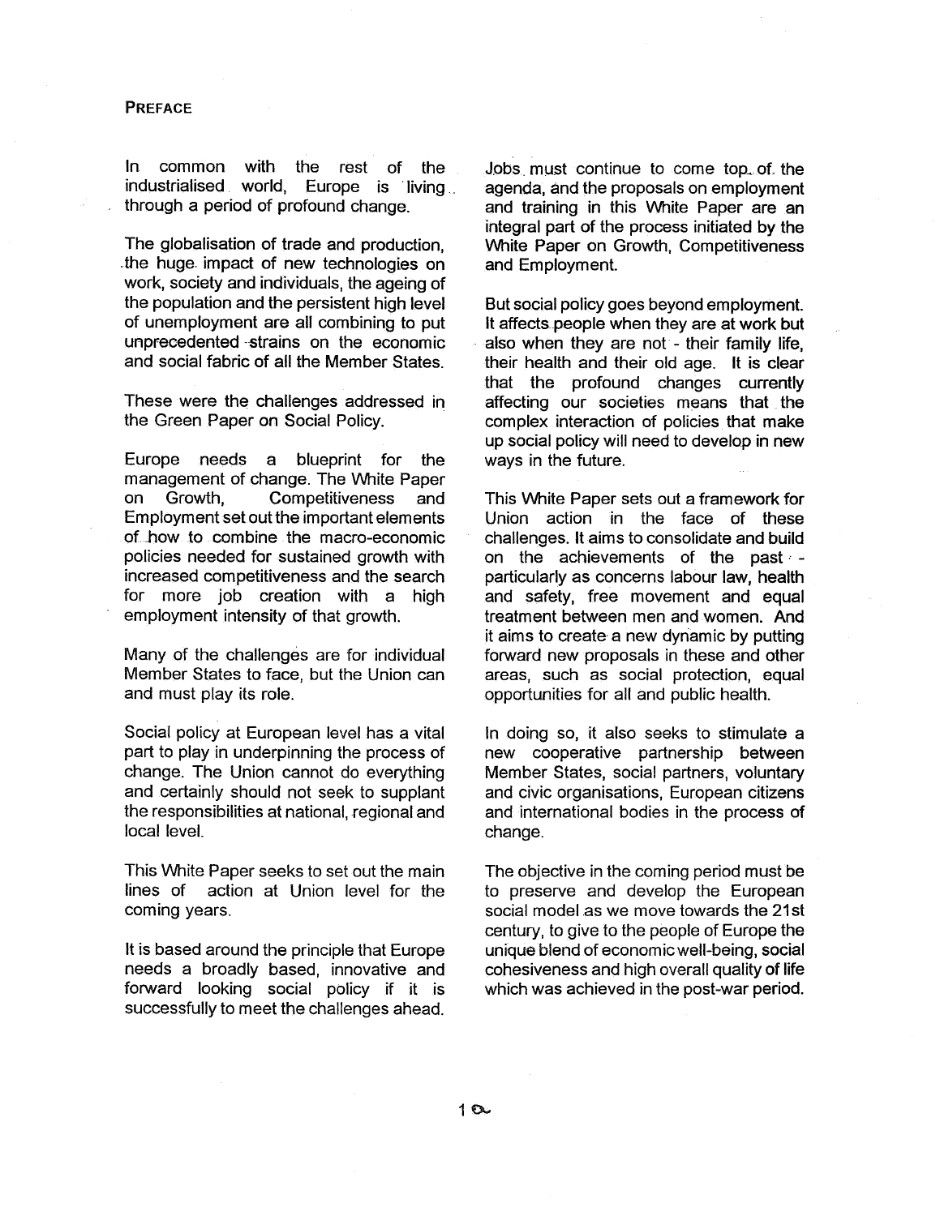## PREFACE

In common with the rest of the industrialised world, Europe is living through a period of profound change.

The globalisation of trade and production, the huge impact of new technologies on work, society and individuals, the ageing of the population and the persistent high level of unemployment are all combining to put unprecedented strains on the economic and social fabric of all the Member States.

These were the challenges addressed in the Green Paper on Social Policy.

Europe needs a blueprint for the management of change. The White Paper on Growth, Competitiveness and Employment set out the important elements of how to combine the macro-economic policies needed for sustained growth with increased competitiveness and the search for more job creation with a high employment intensity of that growth.

Many of the challenges are for individual Member States to face, but the Union can and must play its role.

Social policy at European level has a vital part to play in underpinning the process of change. The Union cannot do everything and certainly should not seek to supplant the responsibilities at national, regional and local level.

This White Paper seeks to set out the main lines of action at Union level for the coming years.

It is based around the principle that Europe needs a broadly based, innovative and forward looking social policy if it is successfully to meet the challenges ahead.

Jobs must continue to come top of the agenda, and the proposals on employment and training in this White Paper are an integral part of the process initiated by the White Paper on Growth, Competitiveness and Employment.

But social policy goes beyond employment. It affects people when they are at work but also when they are not - their family life, their health and their old age. It is clear that the profound changes currently affecting our societies means that the complex interaction of policies that make up social policy will need to develop in new ways in the future.

This White Paper sets out a framework for Union action in the face of these challenges. It aims to consolidate and build on the achievements of the past - particularly as concerns labour law, health and safety, free movement and equal treatment between men and women. And it aims to create a new dynamic by putting forward new proposals in these and other areas, such as social protection, equal opportunities for all and public health.

In doing so, it also seeks to stimulate a new cooperative partnership between Member States, social partners, voluntary and civic organisations, European citizens and international bodies in the process of change.

The objective in the coming period must be to preserve and develop the European social model as we move towards the 21st century, to give to the people of Europe the unique blend of economic well-being, social cohesiveness and high overall quality of life which was achieved in the post-war period.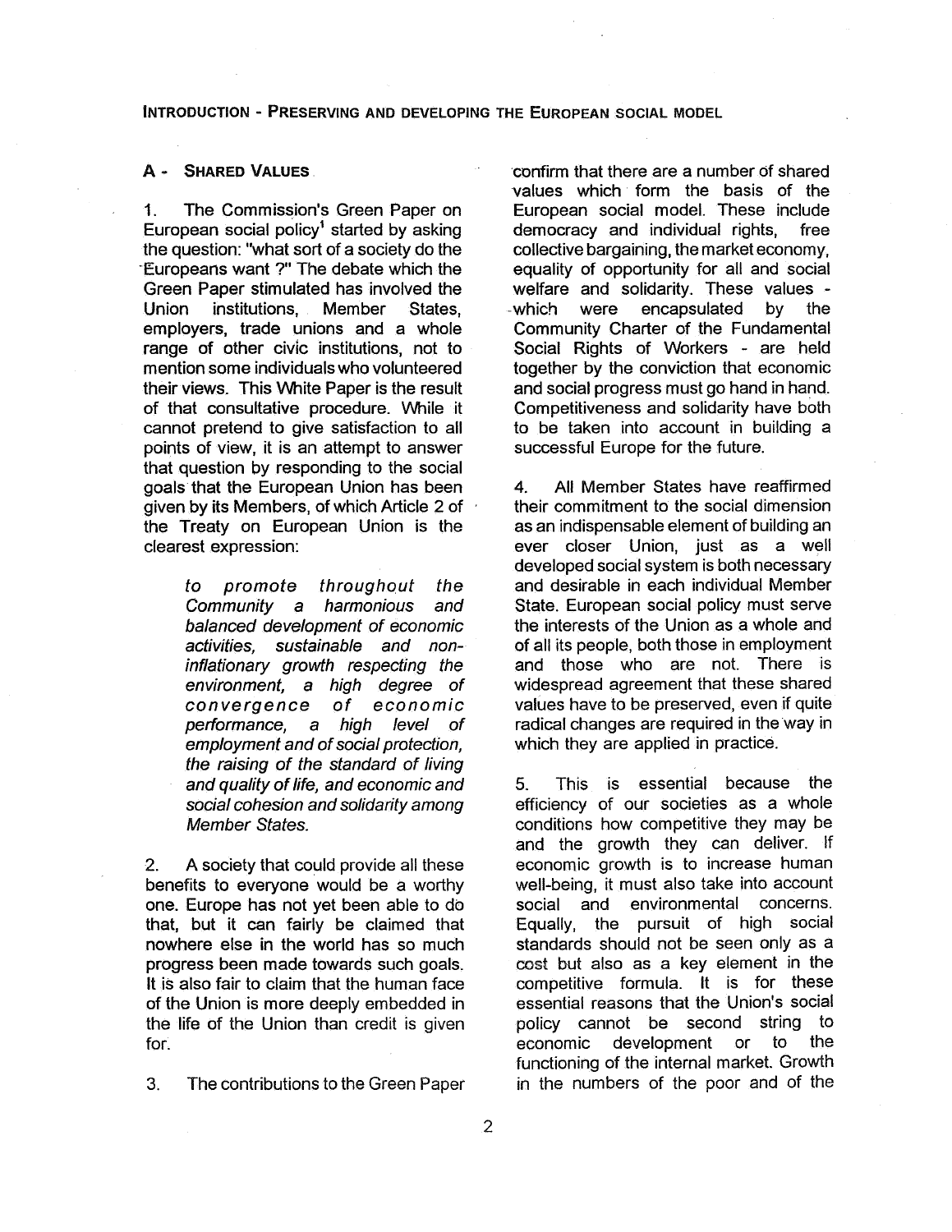# INTRODUCTION - PRESERVING AND DEVELOPING THE EUROPEAN SOCIAL MODEL

## A - SHARED VALUES

1. The Commission's Green Paper on European social policy[1] started by asking the question: "what sort of a society do the Europeans want ?" The debate which the Green Paper stimulated has involved the Union institutions, Member States, employers, trade unions and a whole range of other civic institutions, not to mention some individuals who volunteered their views. This White Paper is the result of that consultative procedure. While it cannot pretend to give satisfaction to all points of view, it is an attempt to answer that question by responding to the social goals that the European Union has been given by its Members, of which Article 2 of the Treaty on European Union is the clearest expression:

> *to promote throughout the Community a harmonious and balanced development of economic activities, sustainable and non-inflationary growth respecting the environment, a high degree of convergence of economic performance, a high level of employment and of social protection, the raising of the standard of living and quality of life, and economic and social cohesion and solidarity among Member States.*

2. A society that could provide all these benefits to everyone would be a worthy one. Europe has not yet been able to do that, but it can fairly be claimed that nowhere else in the world has so much progress been made towards such goals. It is also fair to claim that the human face of the Union is more deeply embedded in the life of the Union than credit is given for.

3. The contributions to the Green Paper confirm that there are a number of shared values which form the basis of the European social model. These include democracy and individual rights, free collective bargaining, the market economy, equality of opportunity for all and social welfare and solidarity. These values - which were encapsulated by the Community Charter of the Fundamental Social Rights of Workers - are held together by the conviction that economic and social progress must go hand in hand. Competitiveness and solidarity have both to be taken into account in building a successful Europe for the future.

4. All Member States have reaffirmed their commitment to the social dimension as an indispensable element of building an ever closer Union, just as a well developed social system is both necessary and desirable in each individual Member State. European social policy must serve the interests of the Union as a whole and of all its people, both those in employment and those who are not. There is widespread agreement that these shared values have to be preserved, even if quite radical changes are required in the way in which they are applied in practice.

5. This is essential because the efficiency of our societies as a whole conditions how competitive they may be and the growth they can deliver. If economic growth is to increase human well-being, it must also take into account social and environmental concerns. Equally, the pursuit of high social standards should not be seen only as a cost but also as a key element in the competitive formula. It is for these essential reasons that the Union's social policy cannot be second string to economic development or to the functioning of the internal market. Growth in the numbers of the poor and of the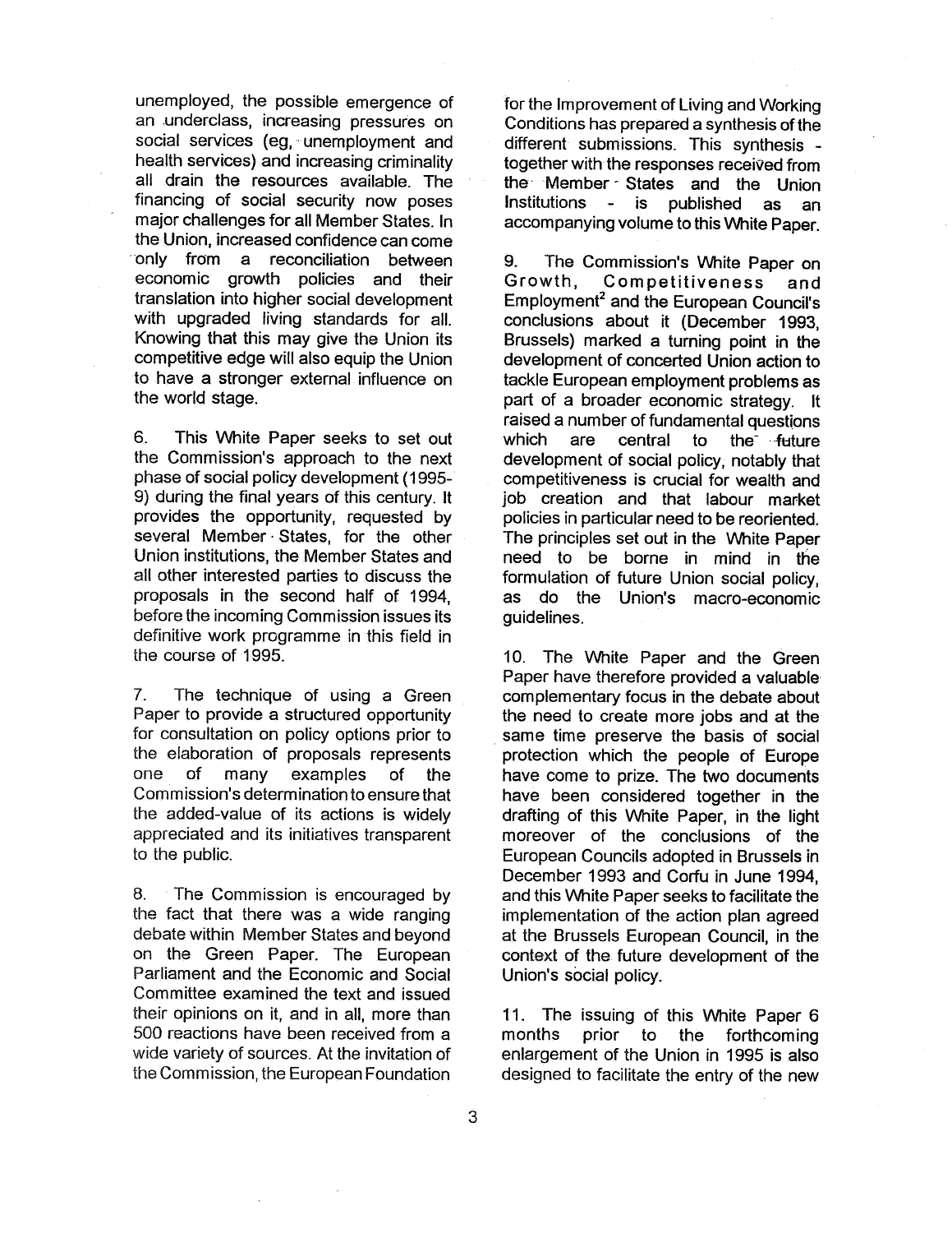unemployed, the possible emergence of an underclass, increasing pressures on social services (eg, unemployment and health services) and increasing criminality all drain the resources available. The financing of social security now poses major challenges for all Member States. In the Union, increased confidence can come only from a reconciliation between economic growth policies and their translation into higher social development with upgraded living standards for all. Knowing that this may give the Union its competitive edge will also equip the Union to have a stronger external influence on the world stage.

6. This White Paper seeks to set out the Commission's approach to the next phase of social policy development (1995-9) during the final years of this century. It provides the opportunity, requested by several Member States, for the other Union institutions, the Member States and all other interested parties to discuss the proposals in the second half of 1994, before the incoming Commission issues its definitive work programme in this field in the course of 1995.

7. The technique of using a Green Paper to provide a structured opportunity for consultation on policy options prior to the elaboration of proposals represents one of many examples of the Commission's determination to ensure that the added-value of its actions is widely appreciated and its initiatives transparent to the public.

8. The Commission is encouraged by the fact that there was a wide ranging debate within Member States and beyond on the Green Paper. The European Parliament and the Economic and Social Committee examined the text and issued their opinions on it, and in all, more than 500 reactions have been received from a wide variety of sources. At the invitation of the Commission, the European Foundation for the Improvement of Living and Working Conditions has prepared a synthesis of the different submissions. This synthesis - together with the responses received from the Member States and the Union Institutions - is published as an accompanying volume to this White Paper.

9. The Commission's White Paper on Growth, Competitiveness and Employment[2] and the European Council's conclusions about it (December 1993, Brussels) marked a turning point in the development of concerted Union action to tackle European employment problems as part of a broader economic strategy. It raised a number of fundamental questions which are central to the future development of social policy, notably that competitiveness is crucial for wealth and job creation and that labour market policies in particular need to be reoriented. The principles set out in the White Paper need to be borne in mind in the formulation of future Union social policy, as do the Union's macro-economic guidelines.

10. The White Paper and the Green Paper have therefore provided a valuable complementary focus in the debate about the need to create more jobs and at the same time preserve the basis of social protection which the people of Europe have come to prize. The two documents have been considered together in the drafting of this White Paper, in the light moreover of the conclusions of the European Councils adopted in Brussels in December 1993 and Corfu in June 1994, and this White Paper seeks to facilitate the implementation of the action plan agreed at the Brussels European Council, in the context of the future development of the Union's social policy.

11. The issuing of this White Paper 6 months prior to the forthcoming enlargement of the Union in 1995 is also designed to facilitate the entry of the new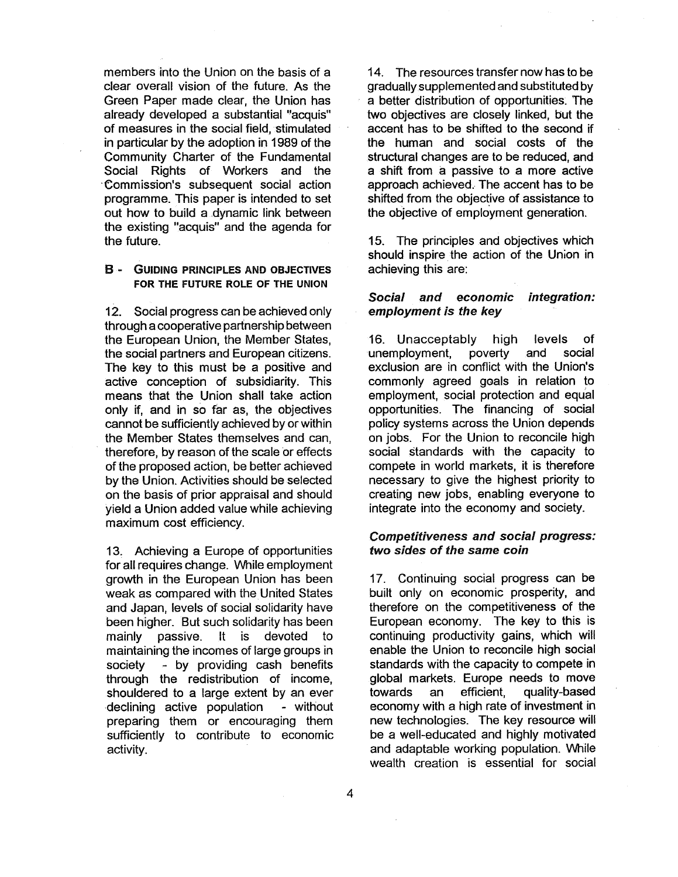members into the Union on the basis of a clear overall vision of the future. As the Green Paper made clear, the Union has already developed a substantial "acquis" of measures in the social field, stimulated in particular by the adoption in 1989 of the Community Charter of the Fundamental Social Rights of Workers and the Commission's subsequent social action programme. This paper is intended to set out how to build a dynamic link between the existing "acquis" and the agenda for the future.

## B - Guiding principles and objectives for the future role of the Union

12. Social progress can be achieved only through a cooperative partnership between the European Union, the Member States, the social partners and European citizens. The key to this must be a positive and active conception of subsidiarity. This means that the Union shall take action only if, and in so far as, the objectives cannot be sufficiently achieved by or within the Member States themselves and can, therefore, by reason of the scale or effects of the proposed action, be better achieved by the Union. Activities should be selected on the basis of prior appraisal and should yield a Union added value while achieving maximum cost efficiency.

13. Achieving a Europe of opportunities for all requires change. While employment growth in the European Union has been weak as compared with the United States and Japan, levels of social solidarity have been higher. But such solidarity has been mainly passive. It is devoted to maintaining the incomes of large groups in society - by providing cash benefits through the redistribution of income, shouldered to a large extent by an ever declining active population - without preparing them or encouraging them sufficiently to contribute to economic activity.

14. The resources transfer now has to be gradually supplemented and substituted by a better distribution of opportunities. The two objectives are closely linked, but the accent has to be shifted to the second if the human and social costs of the structural changes are to be reduced, and a shift from a passive to a more active approach achieved. The accent has to be shifted from the objective of assistance to the objective of employment generation.

15. The principles and objectives which should inspire the action of the Union in achieving this are:

### *Social and economic integration: employment is the key*

16. Unacceptably high levels of unemployment, poverty and social exclusion are in conflict with the Union's commonly agreed goals in relation to employment, social protection and equal opportunities. The financing of social policy systems across the Union depends on jobs. For the Union to reconcile high social standards with the capacity to compete in world markets, it is therefore necessary to give the highest priority to creating new jobs, enabling everyone to integrate into the economy and society.

### *Competitiveness and social progress: two sides of the same coin*

17. Continuing social progress can be built only on economic prosperity, and therefore on the competitiveness of the European economy. The key to this is continuing productivity gains, which will enable the Union to reconcile high social standards with the capacity to compete in global markets. Europe needs to move towards an efficient, quality-based economy with a high rate of investment in new technologies. The key resource will be a well-educated and highly motivated and adaptable working population. While wealth creation is essential for social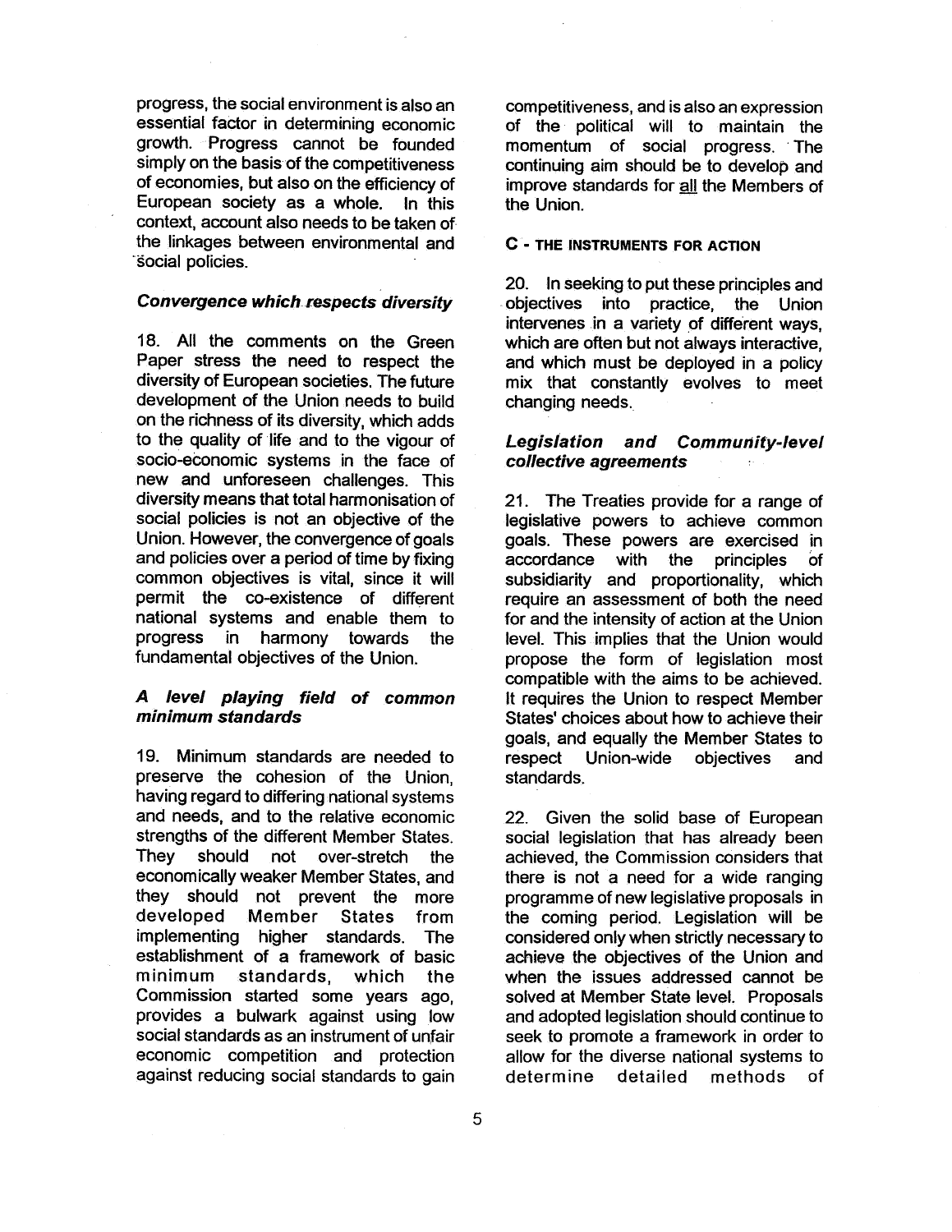progress, the social environment is also an essential factor in determining economic growth. Progress cannot be founded simply on the basis of the competitiveness of economies, but also on the efficiency of European society as a whole. In this context, account also needs to be taken of the linkages between environmental and social policies.

### *Convergence which respects diversity*

18. All the comments on the Green Paper stress the need to respect the diversity of European societies. The future development of the Union needs to build on the richness of its diversity, which adds to the quality of life and to the vigour of socio-economic systems in the face of new and unforeseen challenges. This diversity means that total harmonisation of social policies is not an objective of the Union. However, the convergence of goals and policies over a period of time by fixing common objectives is vital, since it will permit the co-existence of different national systems and enable them to progress in harmony towards the fundamental objectives of the Union.

### *A level playing field of common minimum standards*

19. Minimum standards are needed to preserve the cohesion of the Union, having regard to differing national systems and needs, and to the relative economic strengths of the different Member States. They should not over-stretch the economically weaker Member States, and they should not prevent the more developed Member States from implementing higher standards. The establishment of a framework of basic minimum standards, which the Commission started some years ago, provides a bulwark against using low social standards as an instrument of unfair economic competition and protection against reducing social standards to gain competitiveness, and is also an expression of the political will to maintain the momentum of social progress. The continuing aim should be to develop and improve standards for all the Members of the Union.

## C - THE INSTRUMENTS FOR ACTION

20. In seeking to put these principles and objectives into practice, the Union intervenes in a variety of different ways, which are often but not always interactive, and which must be deployed in a policy mix that constantly evolves to meet changing needs.

### *Legislation and Community-level collective agreements*

21. The Treaties provide for a range of legislative powers to achieve common goals. These powers are exercised in accordance with the principles of subsidiarity and proportionality, which require an assessment of both the need for and the intensity of action at the Union level. This implies that the Union would propose the form of legislation most compatible with the aims to be achieved. It requires the Union to respect Member States' choices about how to achieve their goals, and equally the Member States to respect Union-wide objectives and standards.

22. Given the solid base of European social legislation that has already been achieved, the Commission considers that there is not a need for a wide ranging programme of new legislative proposals in the coming period. Legislation will be considered only when strictly necessary to achieve the objectives of the Union and when the issues addressed cannot be solved at Member State level. Proposals and adopted legislation should continue to seek to promote a framework in order to allow for the diverse national systems to determine detailed methods of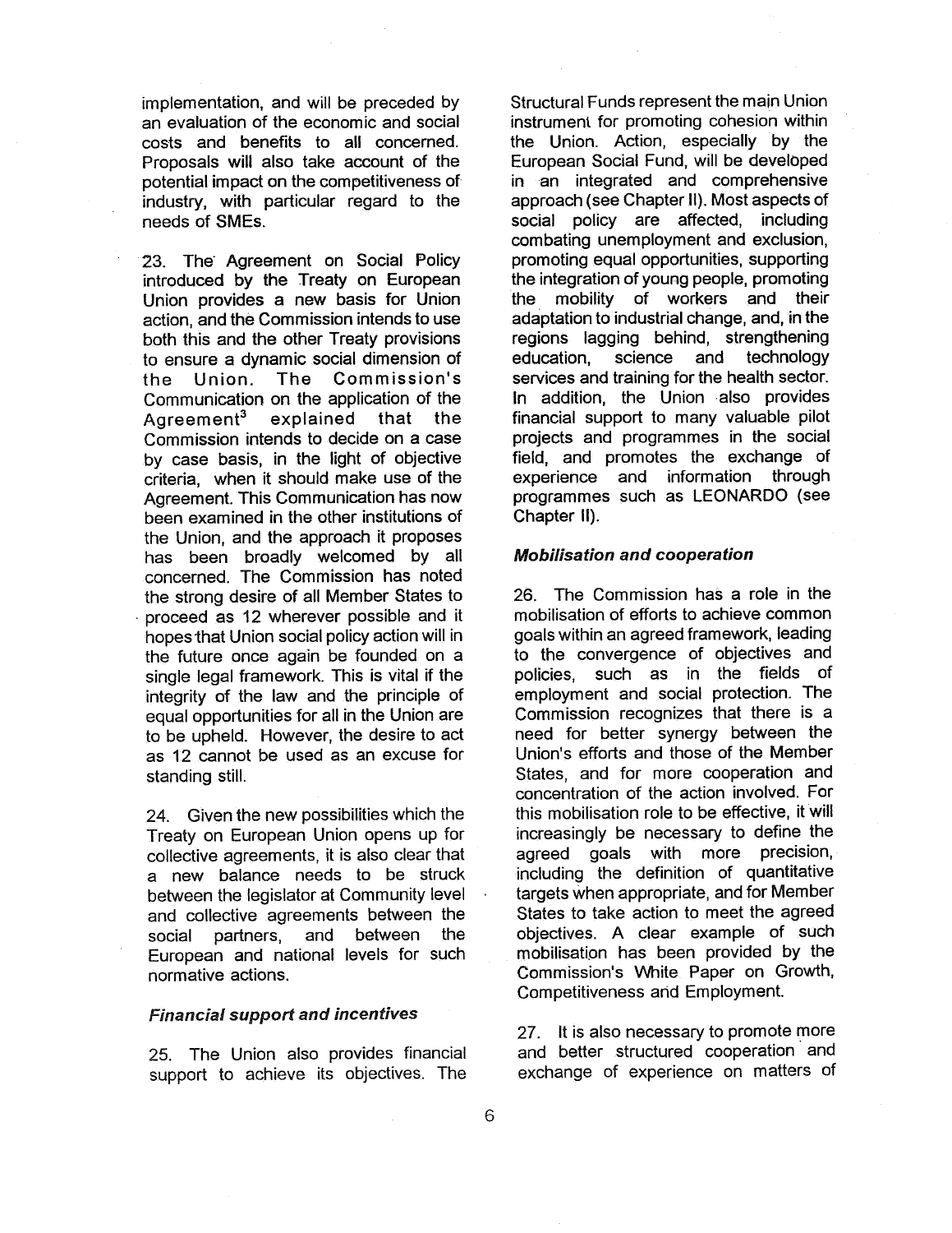implementation, and will be preceded by an evaluation of the economic and social costs and benefits to all concerned. Proposals will also take account of the potential impact on the competitiveness of industry, with particular regard to the needs of SMEs.

23. The Agreement on Social Policy introduced by the Treaty on European Union provides a new basis for Union action, and the Commission intends to use both this and the other Treaty provisions to ensure a dynamic social dimension of the Union. The Commission's Communication on the application of the Agreement[3] explained that the Commission intends to decide on a case by case basis, in the light of objective criteria, when it should make use of the Agreement. This Communication has now been examined in the other institutions of the Union, and the approach it proposes has been broadly welcomed by all concerned. The Commission has noted the strong desire of all Member States to proceed as 12 wherever possible and it hopes that Union social policy action will in the future once again be founded on a single legal framework. This is vital if the integrity of the law and the principle of equal opportunities for all in the Union are to be upheld. However, the desire to act as 12 cannot be used as an excuse for standing still.

24. Given the new possibilities which the Treaty on European Union opens up for collective agreements, it is also clear that a new balance needs to be struck between the legislator at Community level and collective agreements between the social partners, and between the European and national levels for such normative actions.

### *Financial support and incentives*

25. The Union also provides financial support to achieve its objectives. The Structural Funds represent the main Union instrument for promoting cohesion within the Union. Action, especially by the European Social Fund, will be developed in an integrated and comprehensive approach (see Chapter II). Most aspects of social policy are affected, including combating unemployment and exclusion, promoting equal opportunities, supporting the integration of young people, promoting the mobility of workers and their adaptation to industrial change, and, in the regions lagging behind, strengthening education, science and technology services and training for the health sector. In addition, the Union also provides financial support to many valuable pilot projects and programmes in the social field, and promotes the exchange of experience and information through programmes such as LEONARDO (see Chapter II).

### *Mobilisation and cooperation*

26. The Commission has a role in the mobilisation of efforts to achieve common goals within an agreed framework, leading to the convergence of objectives and policies, such as in the fields of employment and social protection. The Commission recognizes that there is a need for better synergy between the Union's efforts and those of the Member States, and for more cooperation and concentration of the action involved. For this mobilisation role to be effective, it will increasingly be necessary to define the agreed goals with more precision, including the definition of quantitative targets when appropriate, and for Member States to take action to meet the agreed objectives. A clear example of such mobilisation has been provided by the Commission's White Paper on Growth, Competitiveness and Employment.

27. It is also necessary to promote more and better structured cooperation and exchange of experience on matters of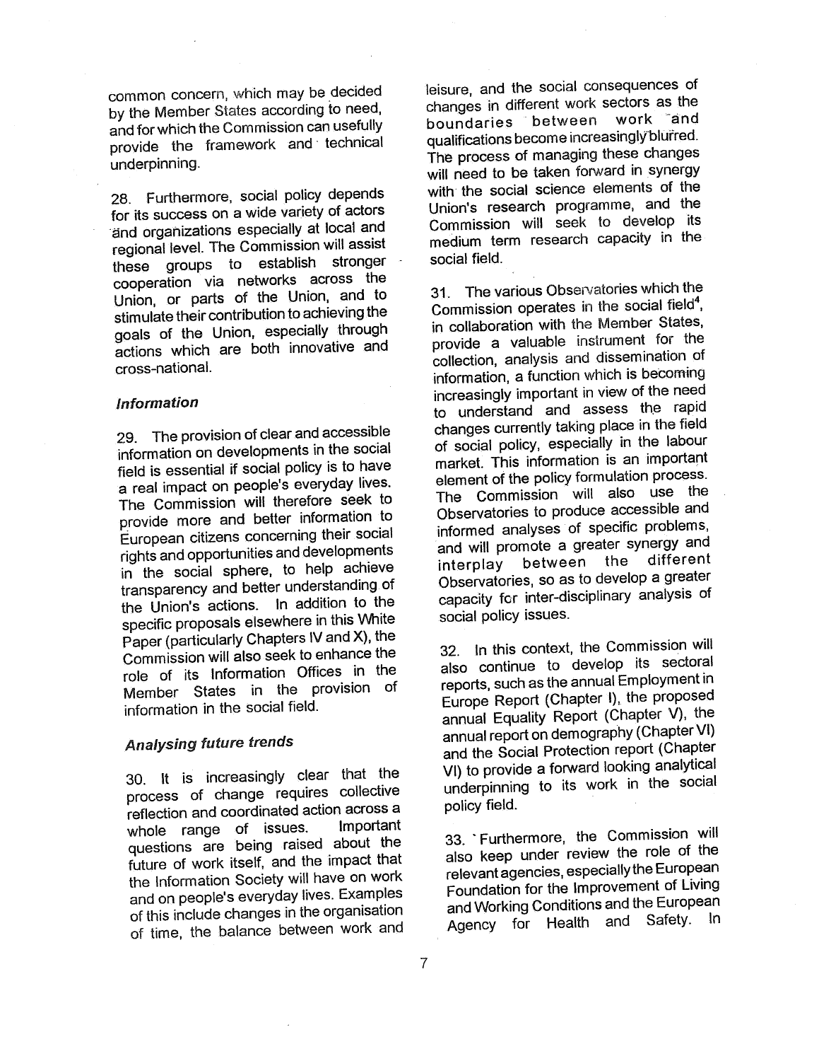common concern, which may be decided by the Member States according to need, and for which the Commission can usefully provide the framework and technical underpinning.

28. Furthermore, social policy depends for its success on a wide variety of actors and organizations especially at local and regional level. The Commission will assist these groups to establish stronger cooperation via networks across the Union, or parts of the Union, and to stimulate their contribution to achieving the goals of the Union, especially through actions which are both innovative and cross-national.

### *Information*

29. The provision of clear and accessible information on developments in the social field is essential if social policy is to have a real impact on people's everyday lives. The Commission will therefore seek to provide more and better information to European citizens concerning their social rights and opportunities and developments in the social sphere, to help achieve transparency and better understanding of the Union's actions. In addition to the specific proposals elsewhere in this White Paper (particularly Chapters IV and X), the Commission will also seek to enhance the role of its Information Offices in the Member States in the provision of information in the social field.

### *Analysing future trends*

30. It is increasingly clear that the process of change requires collective reflection and coordinated action across a whole range of issues. Important questions are being raised about the future of work itself, and the impact that the Information Society will have on work and on people's everyday lives. Examples of this include changes in the organisation of time, the balance between work and leisure, and the social consequences of changes in different work sectors as the boundaries between work and qualifications become increasingly blurred. The process of managing these changes will need to be taken forward in synergy with the social science elements of the Union's research programme, and the Commission will seek to develop its medium term research capacity in the social field.

31. The various Observatories which the Commission operates in the social field[4], in collaboration with the Member States, provide a valuable instrument for the collection, analysis and dissemination of information, a function which is becoming increasingly important in view of the need to understand and assess the rapid changes currently taking place in the field of social policy, especially in the labour market. This information is an important element of the policy formulation process. The Commission will also use the Observatories to produce accessible and informed analyses of specific problems, and will promote a greater synergy and interplay between the different Observatories, so as to develop a greater capacity for inter-disciplinary analysis of social policy issues.

32. In this context, the Commission will also continue to develop its sectoral reports, such as the annual Employment in Europe Report (Chapter I), the proposed annual Equality Report (Chapter V), the annual report on demography (Chapter VI) and the Social Protection report (Chapter VI) to provide a forward looking analytical underpinning to its work in the social policy field.

33. Furthermore, the Commission will also keep under review the role of the relevant agencies, especially the European Foundation for the Improvement of Living and Working Conditions and the European Agency for Health and Safety. In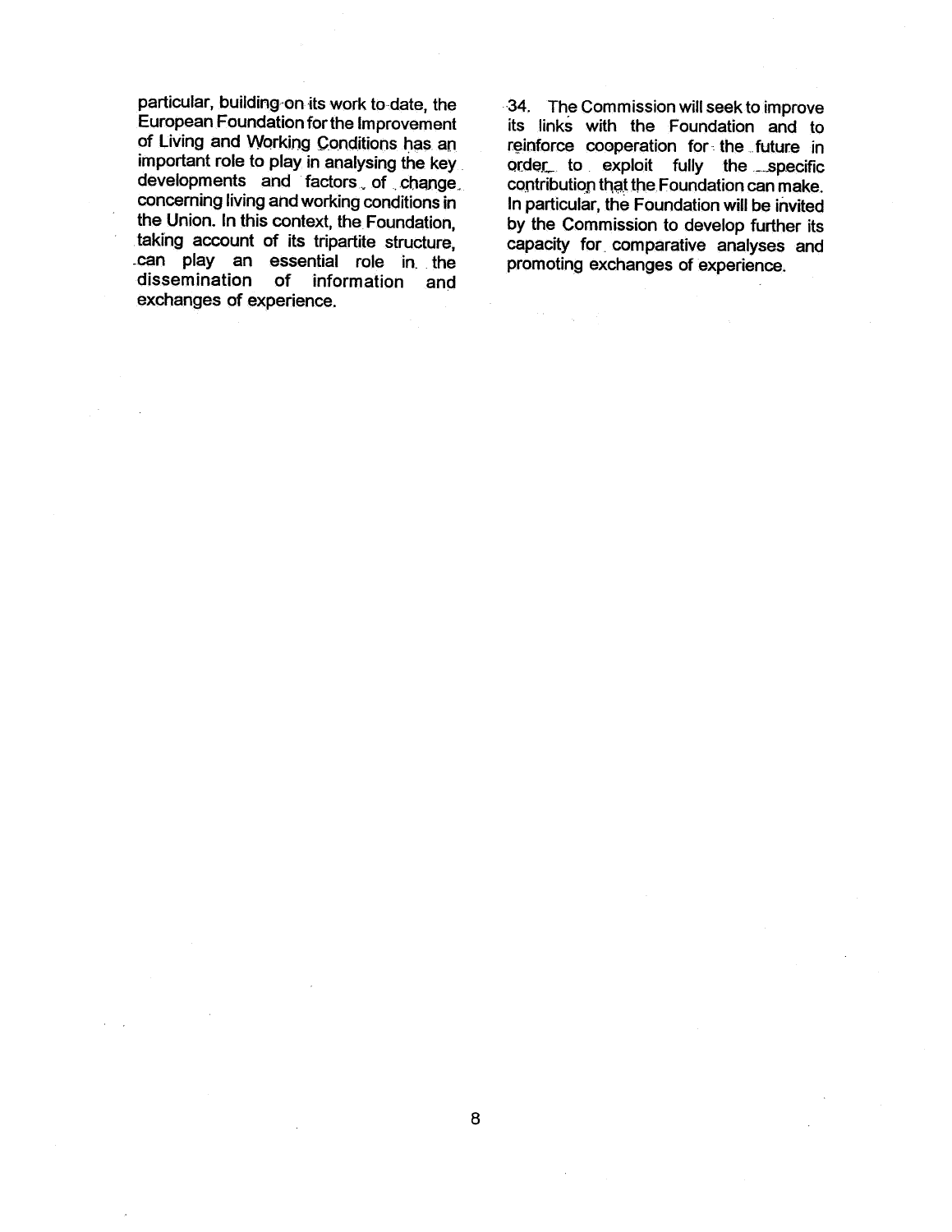particular, building on its work to date, the European Foundation for the Improvement of Living and Working Conditions has an important role to play in analysing the key developments and factors of change concerning living and working conditions in the Union. In this context, the Foundation, taking account of its tripartite structure, can play an essential role in the dissemination of information and exchanges of experience.

34. The Commission will seek to improve its links with the Foundation and to reinforce cooperation for the future in order to exploit fully the specific contribution that the Foundation can make. In particular, the Foundation will be invited by the Commission to develop further its capacity for comparative analyses and promoting exchanges of experience.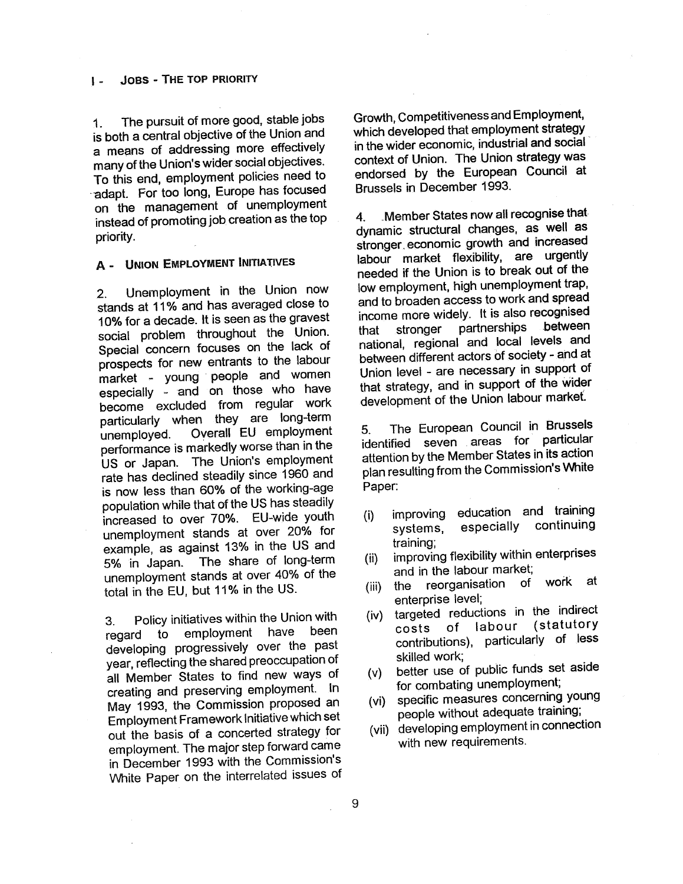# I - Jobs - The top priority

1. The pursuit of more good, stable jobs is both a central objective of the Union and a means of addressing more effectively many of the Union's wider social objectives. To this end, employment policies need to adapt. For too long, Europe has focused on the management of unemployment instead of promoting job creation as the top priority.

## A - Union Employment Initiatives

2. Unemployment in the Union now stands at 11% and has averaged close to 10% for a decade. It is seen as the gravest social problem throughout the Union. Special concern focuses on the lack of prospects for new entrants to the labour market - young people and women especially - and on those who have become excluded from regular work particularly when they are long-term unemployed. Overall EU employment performance is markedly worse than in the US or Japan. The Union's employment rate has declined steadily since 1960 and is now less than 60% of the working-age population while that of the US has steadily increased to over 70%. EU-wide youth unemployment stands at over 20% for example, as against 13% in the US and 5% in Japan. The share of long-term unemployment stands at over 40% of the total in the EU, but 11% in the US.

3. Policy initiatives within the Union with regard to employment have been developing progressively over the past year, reflecting the shared preoccupation of all Member States to find new ways of creating and preserving employment. In May 1993, the Commission proposed an Employment Framework Initiative which set out the basis of a concerted strategy for employment. The major step forward came in December 1993 with the Commission's White Paper on the interrelated issues of Growth, Competitiveness and Employment, which developed that employment strategy in the wider economic, industrial and social context of Union. The Union strategy was endorsed by the European Council at Brussels in December 1993.

4. Member States now all recognise that dynamic structural changes, as well as stronger economic growth and increased labour market flexibility, are urgently needed if the Union is to break out of the low employment, high unemployment trap, and to broaden access to work and spread income more widely. It is also recognised that stronger partnerships between national, regional and local levels and between different actors of society - and at Union level - are necessary in support of that strategy, and in support of the wider development of the Union labour market.

5. The European Council in Brussels identified seven areas for particular attention by the Member States in its action plan resulting from the Commission's White Paper:

- (i) improving education and training systems, especially continuing training;
- (ii) improving flexibility within enterprises and in the labour market;
- (iii) the reorganisation of work at enterprise level;
- (iv) targeted reductions in the indirect costs of labour (statutory contributions), particularly of less skilled work;
- (v) better use of public funds set aside for combating unemployment;
- (vi) specific measures concerning young people without adequate training;
- (vii) developing employment in connection with new requirements.